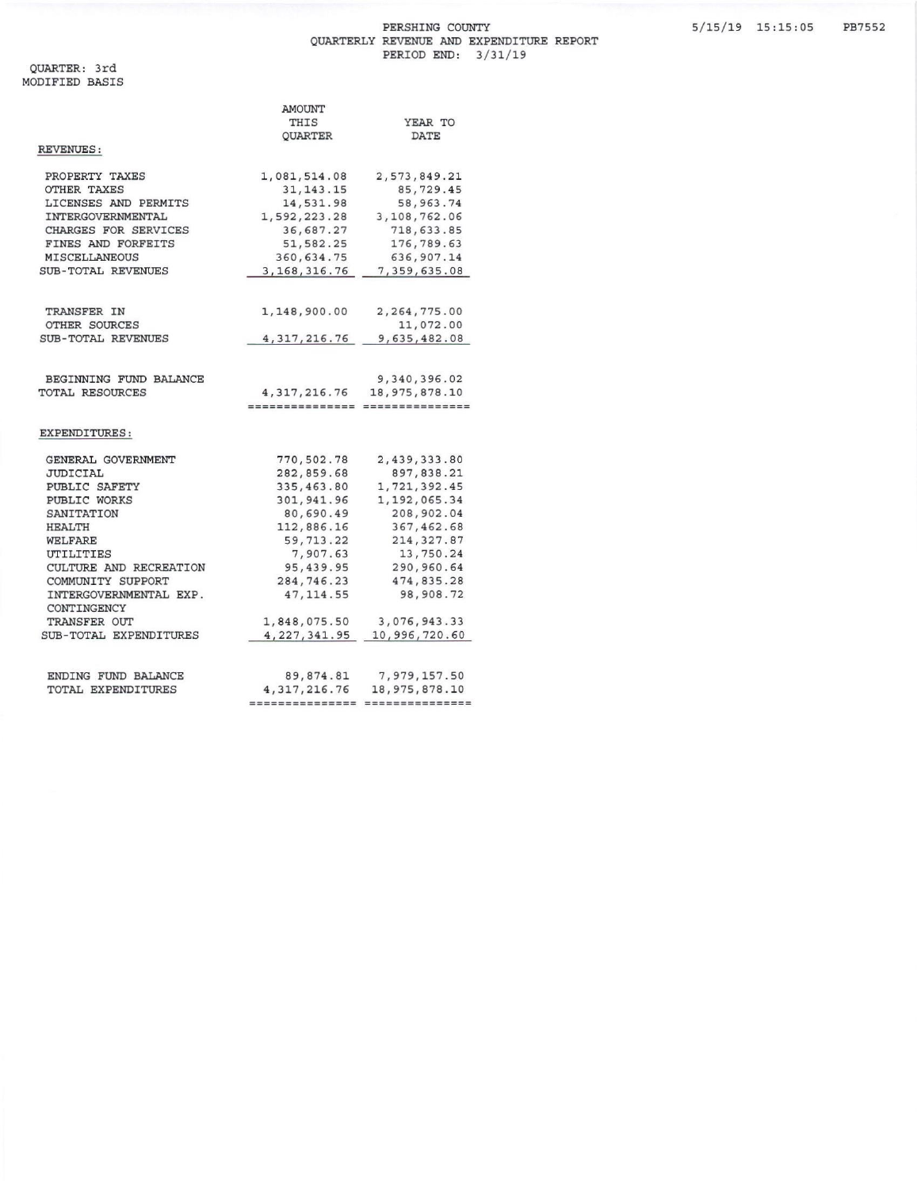PERSHING COUNTY
QUARTERLY REVENUE AND EXPENDITURE REPORT
PERIOD END: 3/31/19

5/15/19 15:15:05 PB7552

QUARTER: 3rd
MODIFIED BASIS

| | AMOUNT THIS QUARTER | YEAR TO DATE |
|---|---|---|
| **REVENUES:** | | |
| PROPERTY TAXES | 1,081,514.08 | 2,573,849.21 |
| OTHER TAXES | 31,143.15 | 85,729.45 |
| LICENSES AND PERMITS | 14,531.98 | 58,963.74 |
| INTERGOVERNMENTAL | 1,592,223.28 | 3,108,762.06 |
| CHARGES FOR SERVICES | 36,687.27 | 718,633.85 |
| FINES AND FORFEITS | 51,582.25 | 176,789.63 |
| MISCELLANEOUS | 360,634.75 | 636,907.14 |
| SUB-TOTAL REVENUES | 3,168,316.76 | 7,359,635.08 |
| | | |
| TRANSFER IN | 1,148,900.00 | 2,264,775.00 |
| OTHER SOURCES | | 11,072.00 |
| SUB-TOTAL REVENUES | 4,317,216.76 | 9,635,482.08 |
| | | |
| BEGINNING FUND BALANCE | | 9,340,396.02 |
| TOTAL RESOURCES | 4,317,216.76 | 18,975,878.10 |
| **EXPENDITURES:** | | |
| GENERAL GOVERNMENT | 770,502.78 | 2,439,333.80 |
| JUDICIAL | 282,859.68 | 897,838.21 |
| PUBLIC SAFETY | 335,463.80 | 1,721,392.45 |
| PUBLIC WORKS | 301,941.96 | 1,192,065.34 |
| SANITATION | 80,690.49 | 208,902.04 |
| HEALTH | 112,886.16 | 367,462.68 |
| WELFARE | 59,713.22 | 214,327.87 |
| UTILITIES | 7,907.63 | 13,750.24 |
| CULTURE AND RECREATION | 95,439.95 | 290,960.64 |
| COMMUNITY SUPPORT | 284,746.23 | 474,835.28 |
| INTERGOVERNMENTAL EXP. | 47,114.55 | 98,908.72 |
| CONTINGENCY | | |
| TRANSFER OUT | 1,848,075.50 | 3,076,943.33 |
| SUB-TOTAL EXPENDITURES | 4,227,341.95 | 10,996,720.60 |
| | | |
| ENDING FUND BALANCE | 89,874.81 | 7,979,157.50 |
| TOTAL EXPENDITURES | 4,317,216.76 | 18,975,878.10 |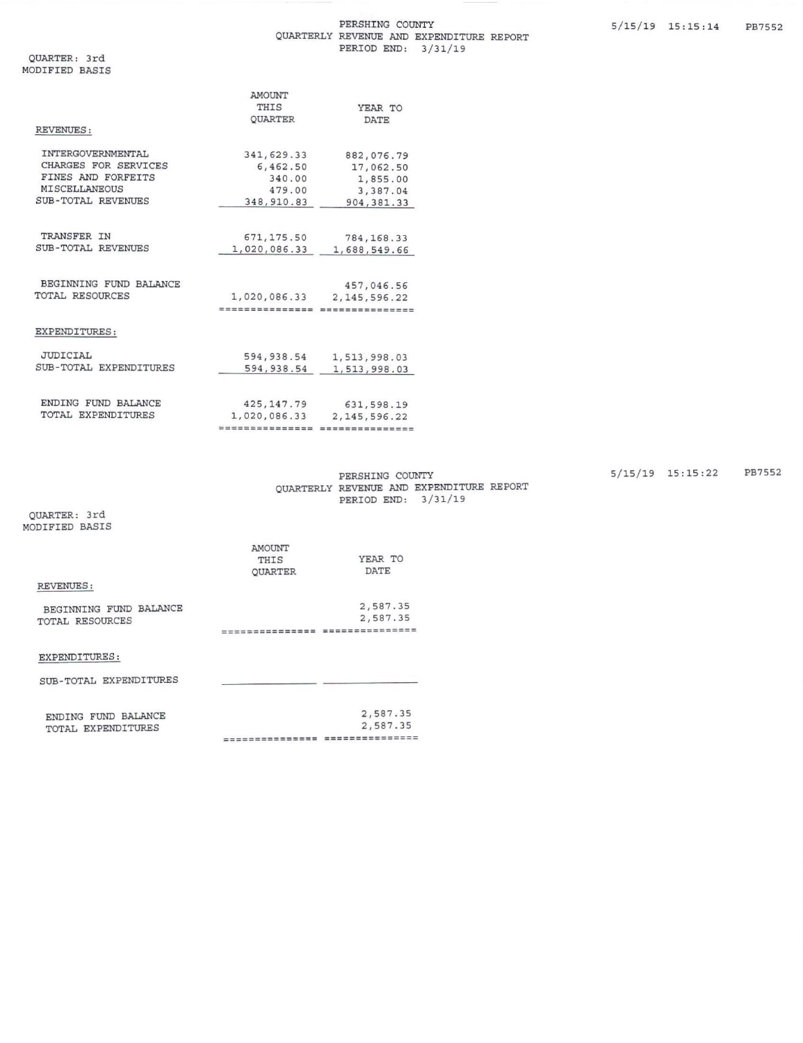PERSHING COUNTY
QUARTERLY REVENUE AND EXPENDITURE REPORT
PERIOD END: 3/31/19

5/15/19 15:15:14 PB7552

QUARTER: 3rd
MODIFIED BASIS

| | AMOUNT THIS QUARTER | YEAR TO DATE |
|---|---|---|
| **REVENUES:** | | |
| INTERGOVERNMENTAL | 341,629.33 | 882,076.79 |
| CHARGES FOR SERVICES | 6,462.50 | 17,062.50 |
| FINES AND FORFEITS | 340.00 | 1,855.00 |
| MISCELLANEOUS | 479.00 | 3,387.04 |
| SUB-TOTAL REVENUES | 348,910.83 | 904,381.33 |
| TRANSFER IN | 671,175.50 | 784,168.33 |
| SUB-TOTAL REVENUES | 1,020,086.33 | 1,688,549.66 |
| BEGINNING FUND BALANCE | | 457,046.56 |
| TOTAL RESOURCES | 1,020,086.33 | 2,145,596.22 |
| **EXPENDITURES:** | | |
| JUDICIAL | 594,938.54 | 1,513,998.03 |
| SUB-TOTAL EXPENDITURES | 594,938.54 | 1,513,998.03 |
| ENDING FUND BALANCE | 425,147.79 | 631,598.19 |
| TOTAL EXPENDITURES | 1,020,086.33 | 2,145,596.22 |

PERSHING COUNTY
QUARTERLY REVENUE AND EXPENDITURE REPORT
PERIOD END: 3/31/19

5/15/19 15:15:22 PB7552

QUARTER: 3rd
MODIFIED BASIS

| | AMOUNT THIS QUARTER | YEAR TO DATE |
|---|---|---|
| **REVENUES:** | | |
| BEGINNING FUND BALANCE | | 2,587.35 |
| TOTAL RESOURCES | | 2,587.35 |
| **EXPENDITURES:** | | |
| SUB-TOTAL EXPENDITURES | | |
| ENDING FUND BALANCE | | 2,587.35 |
| TOTAL EXPENDITURES | | 2,587.35 |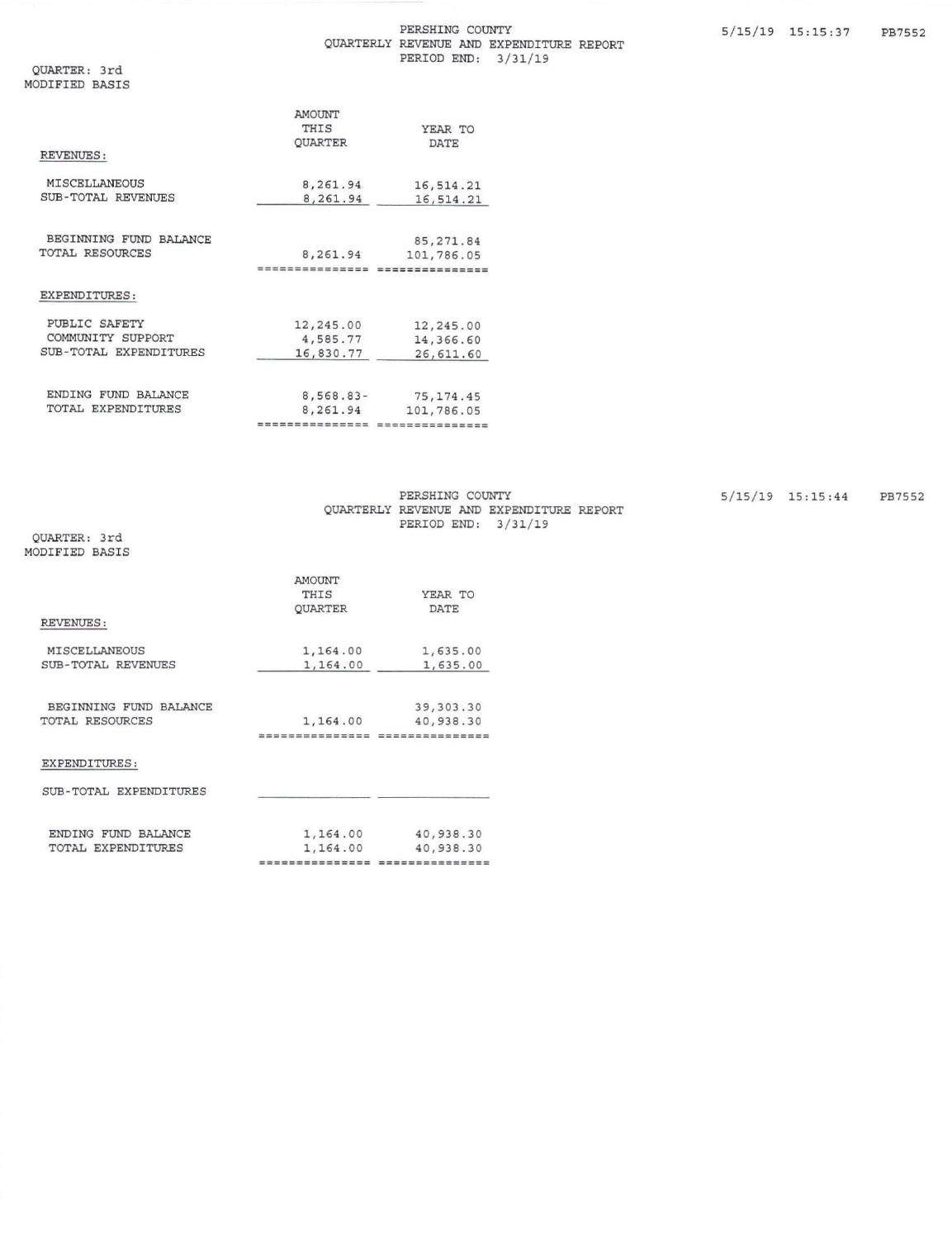PERSHING COUNTY
QUARTERLY REVENUE AND EXPENDITURE REPORT
PERIOD END: 3/31/19

5/15/19 15:15:37 PB7552

QUARTER: 3rd
MODIFIED BASIS

| | AMOUNT THIS QUARTER | YEAR TO DATE |
|---|---|---|
| REVENUES: | | |
| MISCELLANEOUS | 8,261.94 | 16,514.21 |
| SUB-TOTAL REVENUES | 8,261.94 | 16,514.21 |
| BEGINNING FUND BALANCE | | 85,271.84 |
| TOTAL RESOURCES | 8,261.94 | 101,786.05 |
| EXPENDITURES: | | |
| PUBLIC SAFETY | 12,245.00 | 12,245.00 |
| COMMUNITY SUPPORT | 4,585.77 | 14,366.60 |
| SUB-TOTAL EXPENDITURES | 16,830.77 | 26,611.60 |
| ENDING FUND BALANCE | 8,568.83- | 75,174.45 |
| TOTAL EXPENDITURES | 8,261.94 | 101,786.05 |

PERSHING COUNTY
QUARTERLY REVENUE AND EXPENDITURE REPORT
PERIOD END: 3/31/19

5/15/19 15:15:44 PB7552

QUARTER: 3rd
MODIFIED BASIS

| | AMOUNT THIS QUARTER | YEAR TO DATE |
|---|---|---|
| REVENUES: | | |
| MISCELLANEOUS | 1,164.00 | 1,635.00 |
| SUB-TOTAL REVENUES | 1,164.00 | 1,635.00 |
| BEGINNING FUND BALANCE | | 39,303.30 |
| TOTAL RESOURCES | 1,164.00 | 40,938.30 |
| EXPENDITURES: | | |
| SUB-TOTAL EXPENDITURES | | |
| ENDING FUND BALANCE | 1,164.00 | 40,938.30 |
| TOTAL EXPENDITURES | 1,164.00 | 40,938.30 |